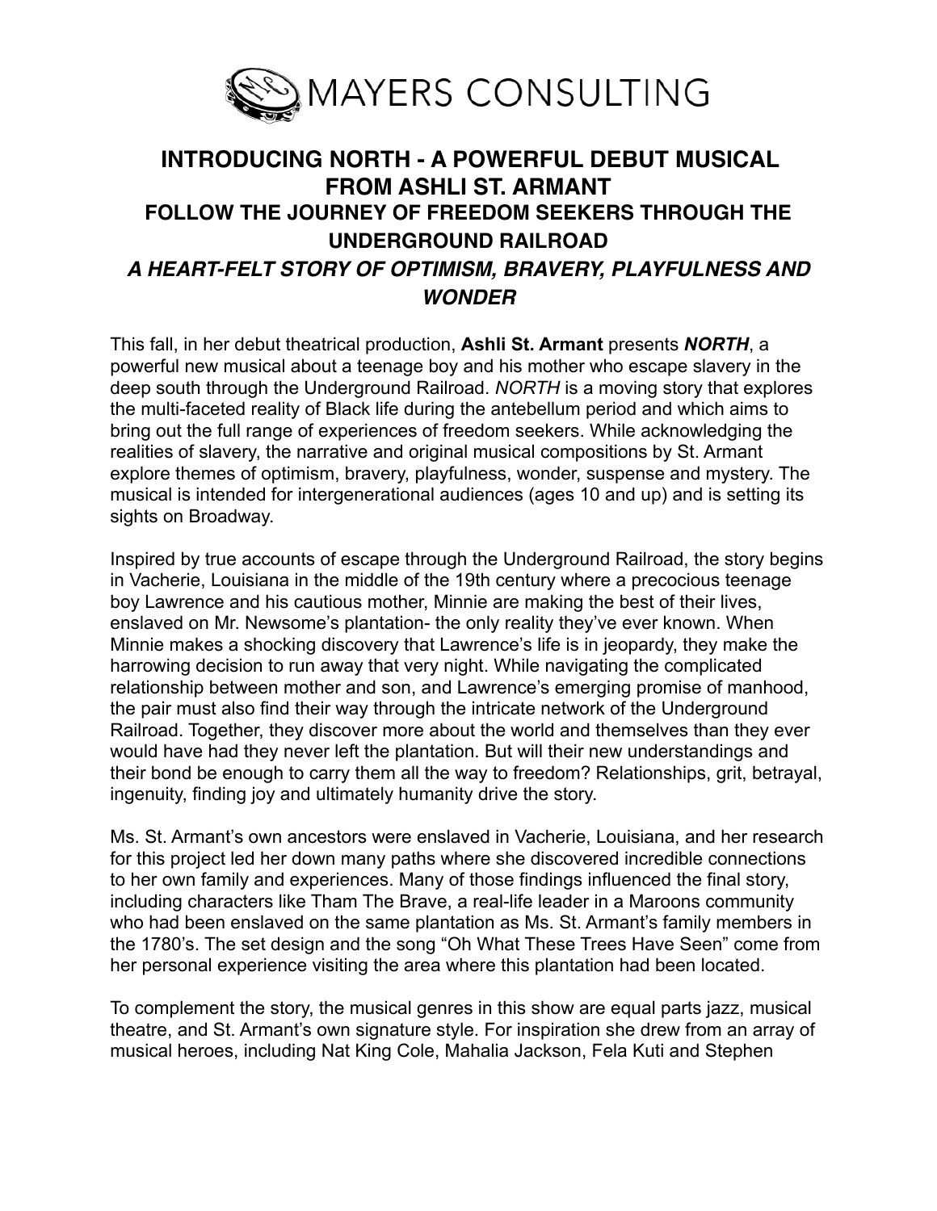MAYERS CONSULTING

# INTRODUCING NORTH - A POWERFUL DEBUT MUSICAL FROM ASHLI ST. ARMANT

## FOLLOW THE JOURNEY OF FREEDOM SEEKERS THROUGH THE UNDERGROUND RAILROAD

### *A HEART-FELT STORY OF OPTIMISM, BRAVERY, PLAYFULNESS AND WONDER*

This fall, in her debut theatrical production, **Ashli St. Armant** presents ***NORTH***, a powerful new musical about a teenage boy and his mother who escape slavery in the deep south through the Underground Railroad. *NORTH* is a moving story that explores the multi-faceted reality of Black life during the antebellum period and which aims to bring out the full range of experiences of freedom seekers. While acknowledging the realities of slavery, the narrative and original musical compositions by St. Armant explore themes of optimism, bravery, playfulness, wonder, suspense and mystery. The musical is intended for intergenerational audiences (ages 10 and up) and is setting its sights on Broadway.

Inspired by true accounts of escape through the Underground Railroad, the story begins in Vacherie, Louisiana in the middle of the 19th century where a precocious teenage boy Lawrence and his cautious mother, Minnie are making the best of their lives, enslaved on Mr. Newsome's plantation- the only reality they've ever known. When Minnie makes a shocking discovery that Lawrence's life is in jeopardy, they make the harrowing decision to run away that very night. While navigating the complicated relationship between mother and son, and Lawrence's emerging promise of manhood, the pair must also find their way through the intricate network of the Underground Railroad. Together, they discover more about the world and themselves than they ever would have had they never left the plantation. But will their new understandings and their bond be enough to carry them all the way to freedom? Relationships, grit, betrayal, ingenuity, finding joy and ultimately humanity drive the story.

Ms. St. Armant's own ancestors were enslaved in Vacherie, Louisiana, and her research for this project led her down many paths where she discovered incredible connections to her own family and experiences. Many of those findings influenced the final story, including characters like Tham The Brave, a real-life leader in a Maroons community who had been enslaved on the same plantation as Ms. St. Armant's family members in the 1780's. The set design and the song "Oh What These Trees Have Seen" come from her personal experience visiting the area where this plantation had been located.

To complement the story, the musical genres in this show are equal parts jazz, musical theatre, and St. Armant's own signature style. For inspiration she drew from an array of musical heroes, including Nat King Cole, Mahalia Jackson, Fela Kuti and Stephen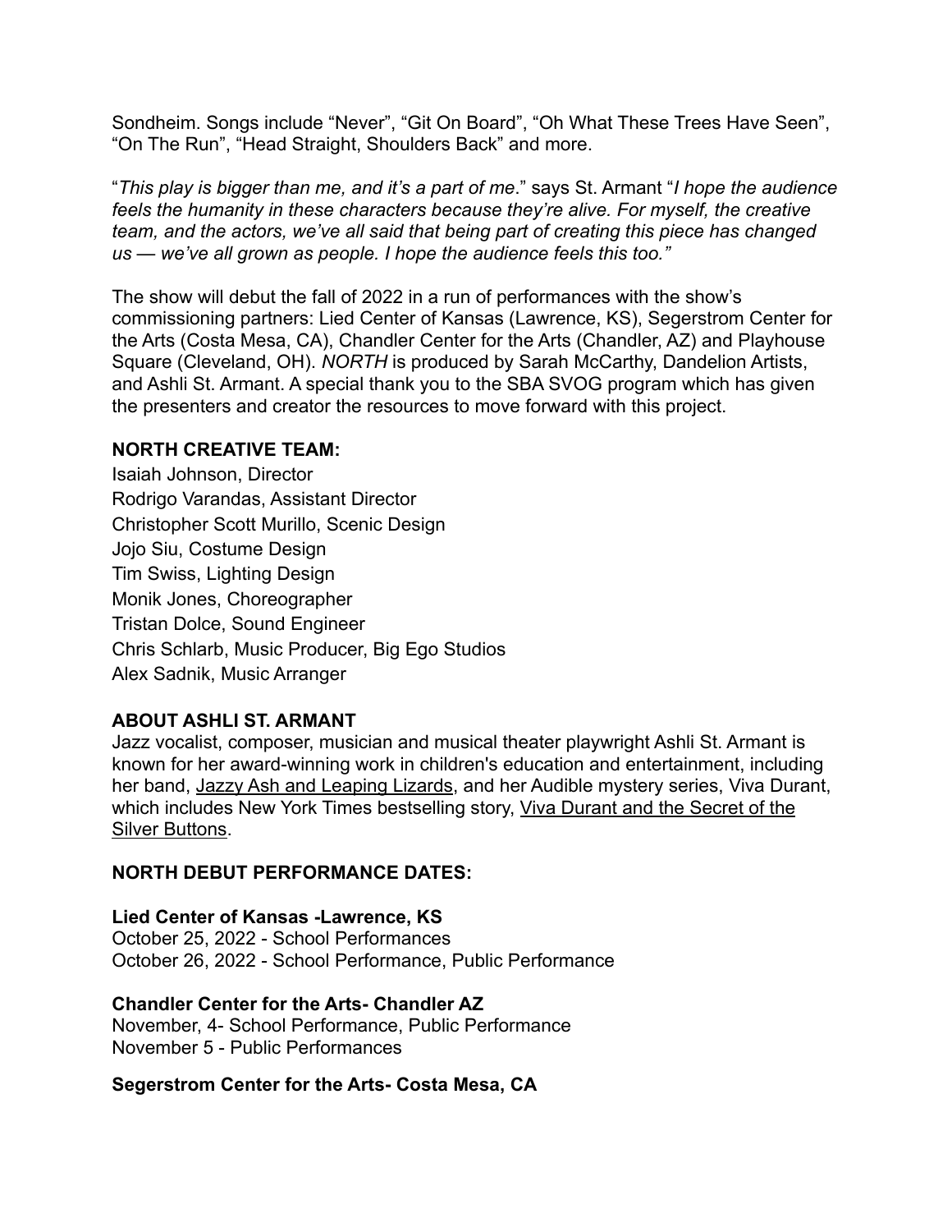Sondheim. Songs include “Never”, “Git On Board”, “Oh What These Trees Have Seen”, “On The Run”, “Head Straight, Shoulders Back” and more.

“*This play is bigger than me, and it’s a part of me*.” says St. Armant “*I hope the audience feels the humanity in these characters because they’re alive. For myself, the creative team, and the actors, we’ve all said that being part of creating this piece has changed us — we’ve all grown as people. I hope the audience feels this too.”*

The show will debut the fall of 2022 in a run of performances with the show’s commissioning partners: Lied Center of Kansas (Lawrence, KS), Segerstrom Center for the Arts (Costa Mesa, CA), Chandler Center for the Arts (Chandler, AZ) and Playhouse Square (Cleveland, OH). *NORTH* is produced by Sarah McCarthy, Dandelion Artists, and Ashli St. Armant. A special thank you to the SBA SVOG program which has given the presenters and creator the resources to move forward with this project.

**NORTH CREATIVE TEAM:**

Isaiah Johnson, Director
Rodrigo Varandas, Assistant Director
Christopher Scott Murillo, Scenic Design
Jojo Siu, Costume Design
Tim Swiss, Lighting Design
Monik Jones, Choreographer
Tristan Dolce, Sound Engineer
Chris Schlarb, Music Producer, Big Ego Studios
Alex Sadnik, Music Arranger

**ABOUT ASHLI ST. ARMANT**

Jazz vocalist, composer, musician and musical theater playwright Ashli St. Armant is known for her award-winning work in children's education and entertainment, including her band, Jazzy Ash and Leaping Lizards, and her Audible mystery series, Viva Durant, which includes New York Times bestselling story, Viva Durant and the Secret of the Silver Buttons.

**NORTH DEBUT PERFORMANCE DATES:**

**Lied Center of Kansas -Lawrence, KS**
October 25, 2022 - School Performances
October 26, 2022 - School Performance, Public Performance

**Chandler Center for the Arts- Chandler AZ**
November, 4- School Performance, Public Performance
November 5 - Public Performances

**Segerstrom Center for the Arts- Costa Mesa, CA**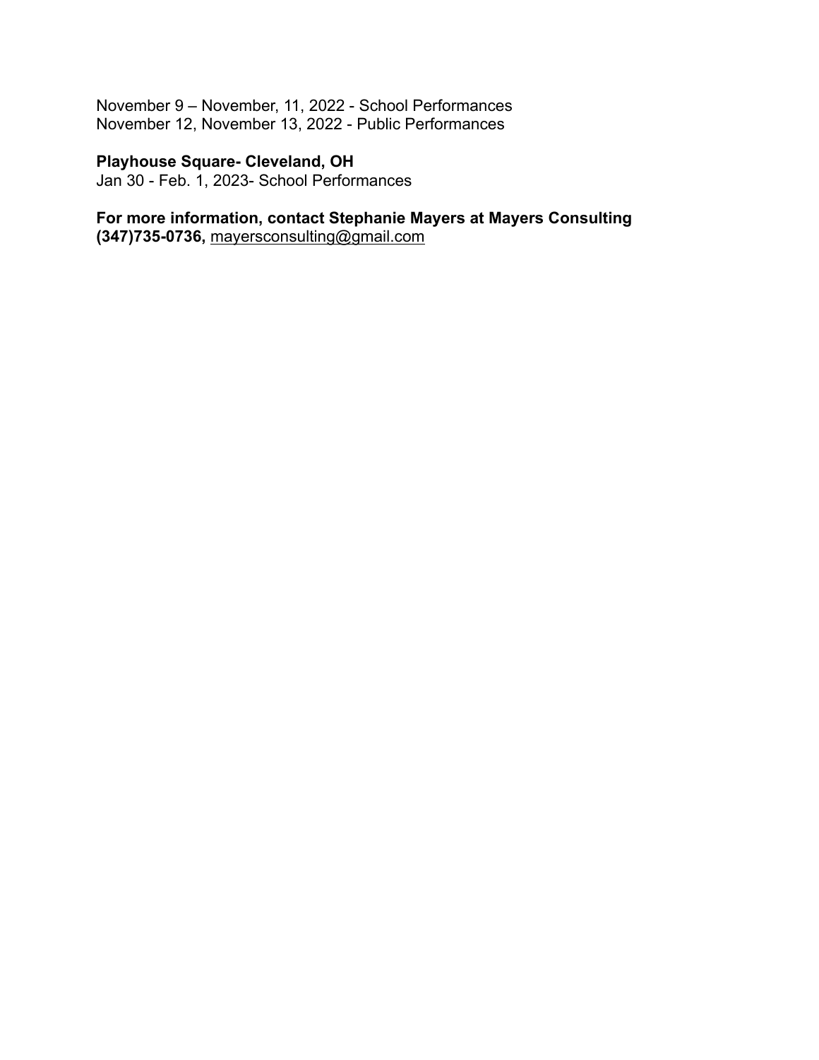November 9 – November, 11, 2022 - School Performances
November 12, November 13, 2022 - Public Performances

**Playhouse Square- Cleveland, OH**
Jan 30 - Feb. 1, 2023- School Performances

**For more information, contact Stephanie Mayers at Mayers Consulting (347)735-0736,** mayersconsulting@gmail.com